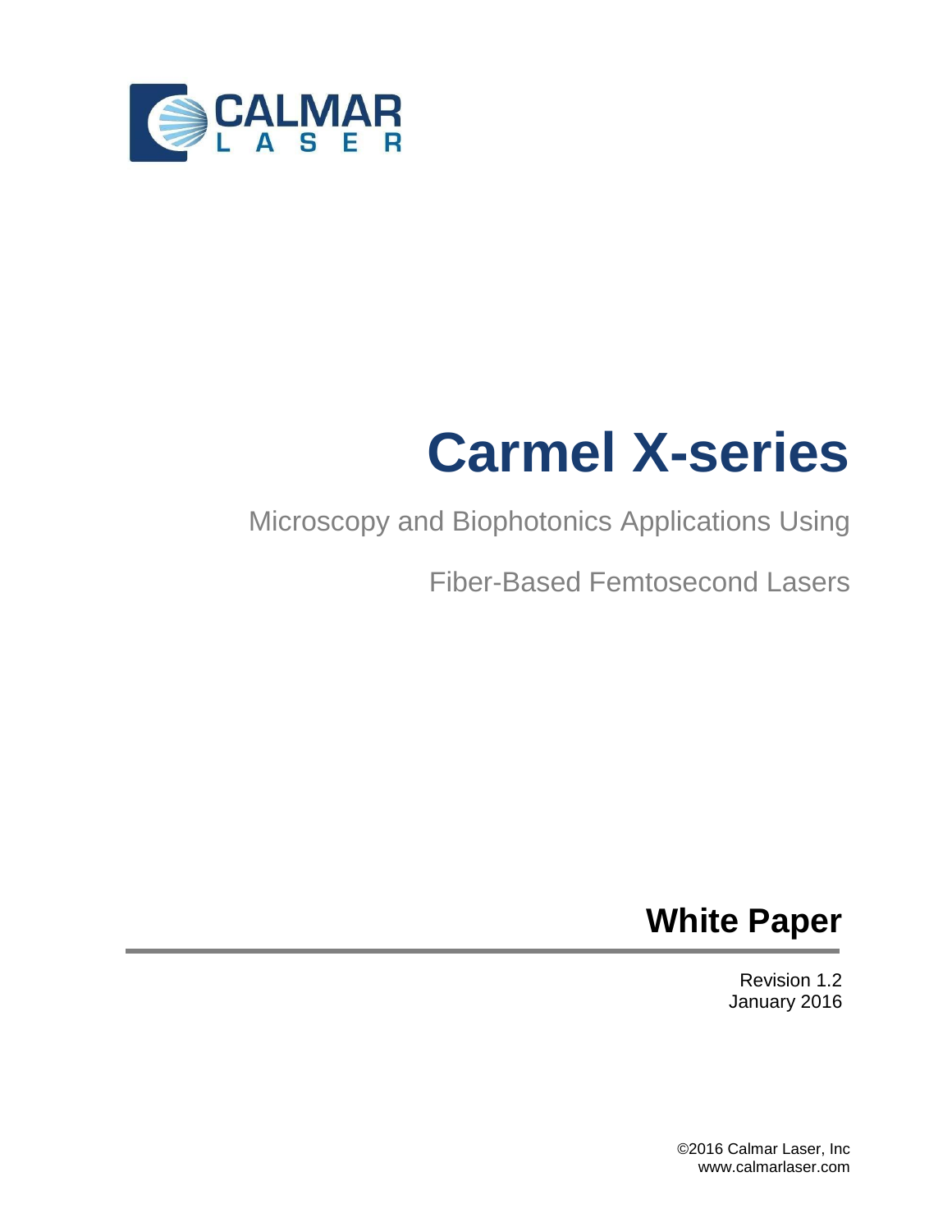CALMAR
LASER

# Carmel X-series

Microscopy and Biophotonics Applications Using

Fiber-Based Femtosecond Lasers

## White Paper

Revision 1.2
January 2016

©2016 Calmar Laser, Inc
www.calmarlaser.com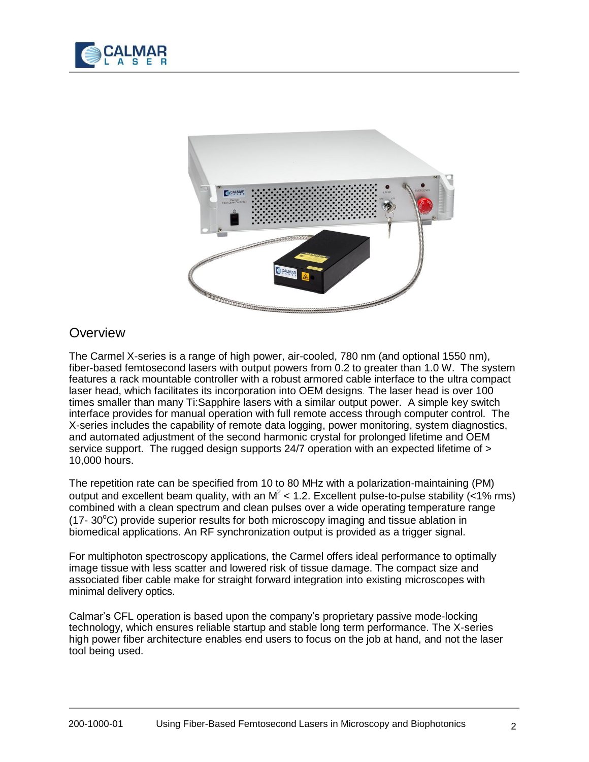## Overview

The Carmel X-series is a range of high power, air-cooled, 780 nm (and optional 1550 nm), fiber-based femtosecond lasers with output powers from 0.2 to greater than 1.0 W. The system features a rack mountable controller with a robust armored cable interface to the ultra compact laser head, which facilitates its incorporation into OEM designs. The laser head is over 100 times smaller than many Ti:Sapphire lasers with a similar output power. A simple key switch interface provides for manual operation with full remote access through computer control. The X-series includes the capability of remote data logging, power monitoring, system diagnostics, and automated adjustment of the second harmonic crystal for prolonged lifetime and OEM service support. The rugged design supports 24/7 operation with an expected lifetime of > 10,000 hours.

The repetition rate can be specified from 10 to 80 MHz with a polarization-maintaining (PM) output and excellent beam quality, with an $M^2 < 1.2$. Excellent pulse-to-pulse stability (<1% rms) combined with a clean spectrum and clean pulses over a wide operating temperature range (17- 30$^o$C) provide superior results for both microscopy imaging and tissue ablation in biomedical applications. An RF synchronization output is provided as a trigger signal.

For multiphoton spectroscopy applications, the Carmel offers ideal performance to optimally image tissue with less scatter and lowered risk of tissue damage. The compact size and associated fiber cable make for straight forward integration into existing microscopes with minimal delivery optics.

Calmar's CFL operation is based upon the company's proprietary passive mode-locking technology, which ensures reliable startup and stable long term performance. The X-series high power fiber architecture enables end users to focus on the job at hand, and not the laser tool being used.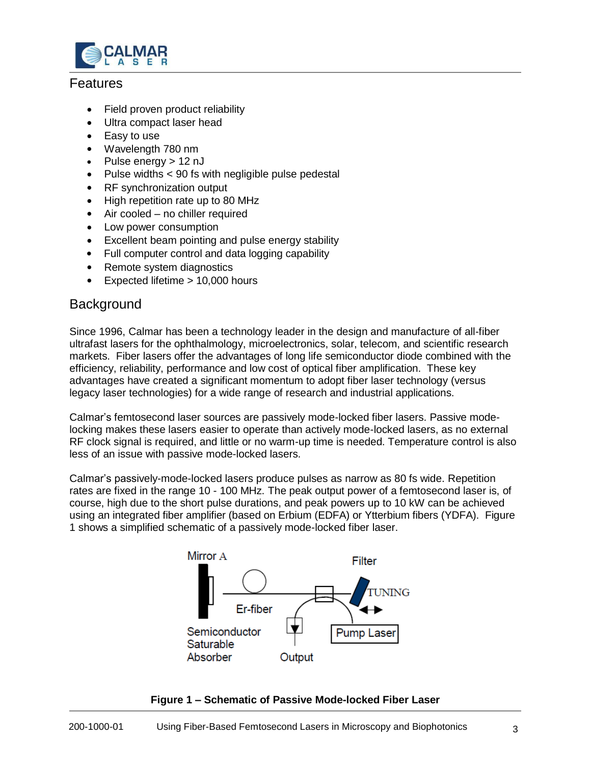## Features

- Field proven product reliability
- Ultra compact laser head
- Easy to use
- Wavelength 780 nm
- Pulse energy > 12 nJ
- Pulse widths < 90 fs with negligible pulse pedestal
- RF synchronization output
- High repetition rate up to 80 MHz
- Air cooled – no chiller required
- Low power consumption
- Excellent beam pointing and pulse energy stability
- Full computer control and data logging capability
- Remote system diagnostics
- Expected lifetime > 10,000 hours

## Background

Since 1996, Calmar has been a technology leader in the design and manufacture of all-fiber ultrafast lasers for the ophthalmology, microelectronics, solar, telecom, and scientific research markets. Fiber lasers offer the advantages of long life semiconductor diode combined with the efficiency, reliability, performance and low cost of optical fiber amplification. These key advantages have created a significant momentum to adopt fiber laser technology (versus legacy laser technologies) for a wide range of research and industrial applications.

Calmar's femtosecond laser sources are passively mode-locked fiber lasers. Passive mode-locking makes these lasers easier to operate than actively mode-locked lasers, as no external RF clock signal is required, and little or no warm-up time is needed. Temperature control is also less of an issue with passive mode-locked lasers.

Calmar's passively-mode-locked lasers produce pulses as narrow as 80 fs wide. Repetition rates are fixed in the range 10 - 100 MHz. The peak output power of a femtosecond laser is, of course, high due to the short pulse durations, and peak powers up to 10 kW can be achieved using an integrated fiber amplifier (based on Erbium (EDFA) or Ytterbium fibers (YDFA). Figure 1 shows a simplified schematic of a passively mode-locked fiber laser.

Mirror A

Filter

TUNING

Er-fiber

Semiconductor Saturable Absorber

Output

Pump Laser

**Figure 1 – Schematic of Passive Mode-locked Fiber Laser**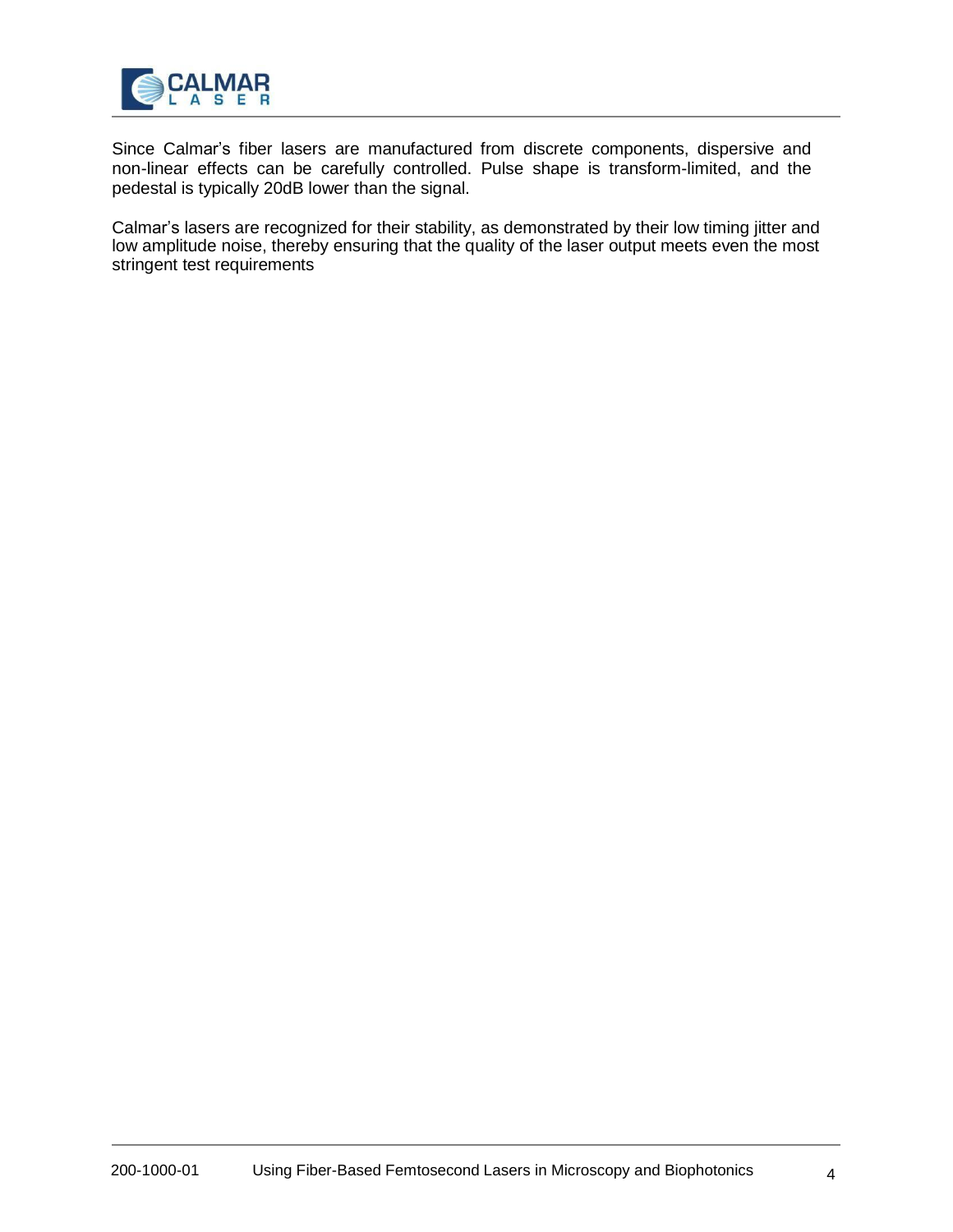Since Calmar's fiber lasers are manufactured from discrete components, dispersive and non-linear effects can be carefully controlled. Pulse shape is transform-limited, and the pedestal is typically 20dB lower than the signal.

Calmar's lasers are recognized for their stability, as demonstrated by their low timing jitter and low amplitude noise, thereby ensuring that the quality of the laser output meets even the most stringent test requirements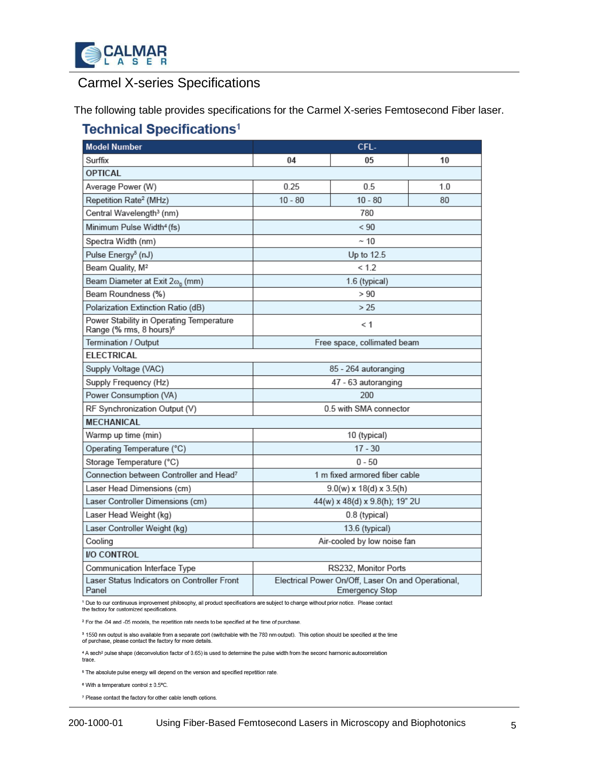## Carmel X-series Specifications

The following table provides specifications for the Carmel X-series Femtosecond Fiber laser.

### Technical Specifications[1]

| Model Number | CFL- | | |
|---|---|---|---|
| Surffix | 04 | 05 | 10 |
| **OPTICAL** | | | |
| Average Power (W) | 0.25 | 0.5 | 1.0 |
| Repetition Rate[2] (MHz) | 10 - 80 | 10 - 80 | 80 |
| Central Wavelength[3] (nm) | 780 | | |
| Minimum Pulse Width[4] (fs) | < 90 | | |
| Spectra Width (nm) | ~ 10 | | |
| Pulse Energy[5] (nJ) | Up to 12.5 | | |
| Beam Quality, $M^2$ | < 1.2 | | |
| Beam Diameter at Exit $2\omega_0$ (mm) | 1.6 (typical) | | |
| Beam Roundness (%) | > 90 | | |
| Polarization Extinction Ratio (dB) | > 25 | | |
| Power Stability in Operating Temperature Range (% rms, 8 hours)[6] | < 1 | | |
| Termination / Output | Free space, collimated beam | | |
| **ELECTRICAL** | | | |
| Supply Voltage (VAC) | 85 - 264 autoranging | | |
| Supply Frequency (Hz) | 47 - 63 autoranging | | |
| Power Consumption (VA) | 200 | | |
| RF Synchronization Output (V) | 0.5 with SMA connector | | |
| **MECHANICAL** | | | |
| Warmp up time (min) | 10 (typical) | | |
| Operating Temperature (°C) | 17 - 30 | | |
| Storage Temperature (°C) | 0 - 50 | | |
| Connection between Controller and Head[7] | 1 m fixed armored fiber cable | | |
| Laser Head Dimensions (cm) | 9.0(w) x 18(d) x 3.5(h) | | |
| Laser Controller Dimensions (cm) | 44(w) x 48(d) x 9.8(h); 19" 2U | | |
| Laser Head Weight (kg) | 0.8 (typical) | | |
| Laser Controller Weight (kg) | 13.6 (typical) | | |
| Cooling | Air-cooled by low noise fan | | |
| **I/O CONTROL** | | | |
| Communication Interface Type | RS232, Monitor Ports | | |
| Laser Status Indicators on Controller Front Panel | Electrical Power On/Off, Laser On and Operational, Emergency Stop | | |

[1] Due to our continuous improvement philosophy, all product specifications are subject to change without prior notice. Please contact the factory for customized specifications.

[2] For the -04 and -05 models, the repetition rate needs to be specified at the time of purchase.

[3] 1550 nm output is also available from a separate port (switchable with the 780 nm output). This option should be specified at the time of purchase, please contact the factory for more details.

[4] A $sech^2$ pulse shape (deconvolution factor of 0.65) is used to determine the pulse width from the second harmonic autocorrelation trace.

[5] The absolute pulse energy will depend on the version and specified repetition rate.

[6] With a temperature control ± 0.5°C.

[7] Please contact the factory for other cable length options.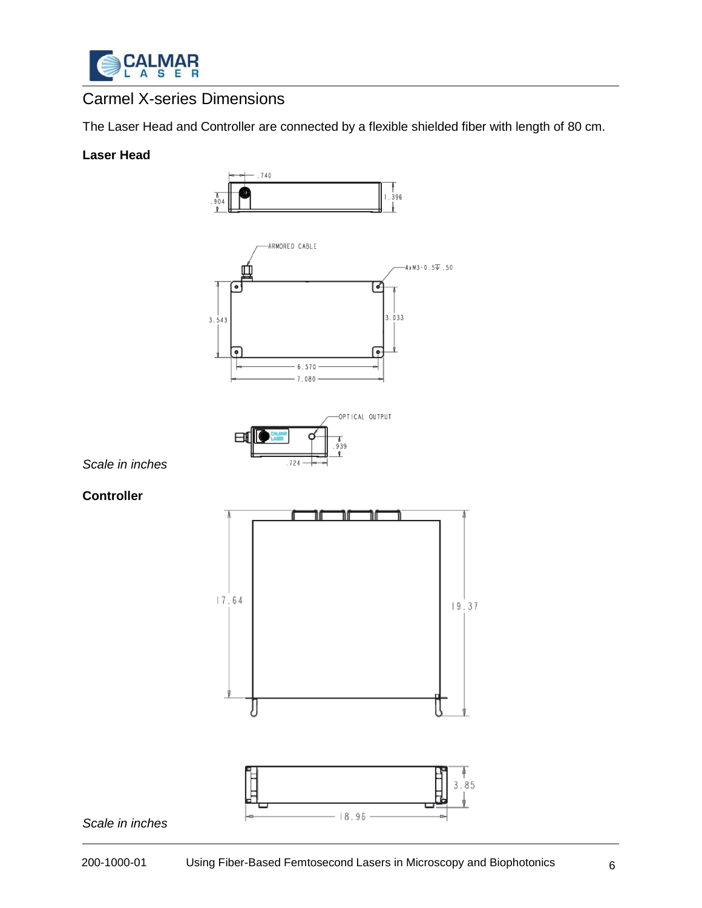# Carmel X-series Dimensions

The Laser Head and Controller are connected by a flexible shielded fiber with length of 80 cm.

**Laser Head**

.740

.904

1.396

ARMORED CABLE

4xM3-0.5 ▽ .50

3.543

3.033

6.570

7.080

OPTICAL OUTPUT

.939

.724

*Scale in inches*

**Controller**

17.64

19.37

3.85

18.96

*Scale in inches*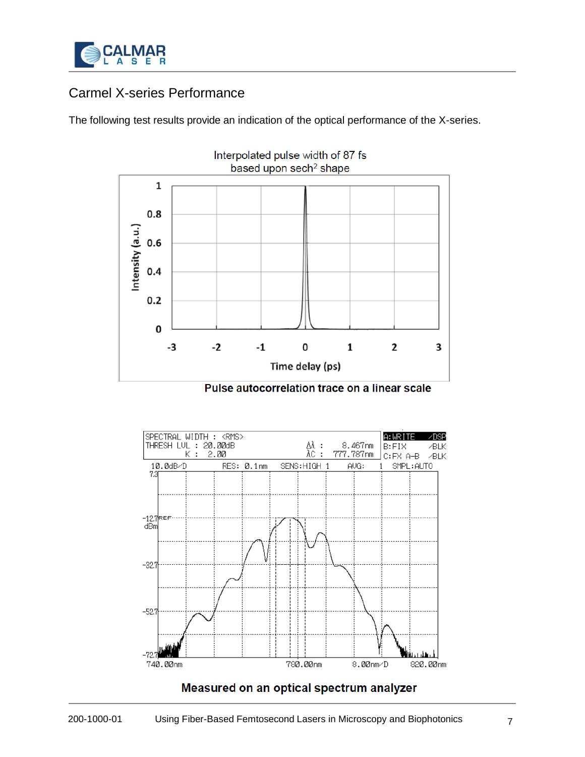## Carmel X-series Performance

The following test results provide an indication of the optical performance of the X-series.

Interpolated pulse width of 87 fs
based upon sech$^2$ shape

Intensity (a.u.)

1
0.8
0.6
0.4
0.2
0

-3 -2 -1 0 1 2 3

Time delay (ps)

**Pulse autocorrelation trace on a linear scale**

SPECTRAL WIDTH : <RMS>
THRESH LVL : 20.00dB
K : 2.00
Δλ : 8.467nm
λC : 777.787nm
A:WRITE /DSP
B:FIX /BLK
C:FX A-B /BLK
10.0dB/D RES: 0.1nm SENS:HIGH 1 AVG: 1 SMPL:AUTO
7.3
-12.7 REF dBm
-32.7
-52.7
-72.7
740.00nm 780.00nm 8.00nm/D 820.00nm

**Measured on an optical spectrum analyzer**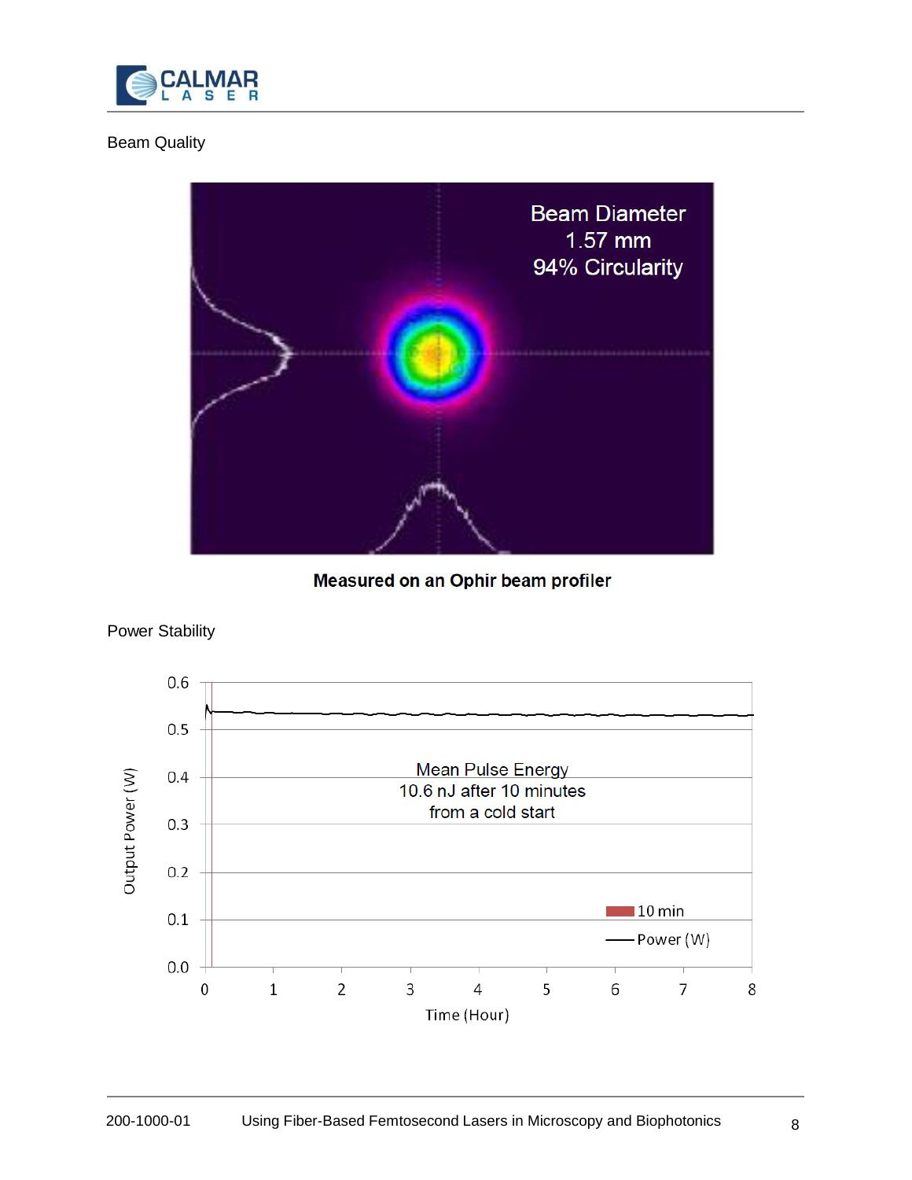Beam Quality

Beam Diameter
1.57 mm
94% Circularity

**Measured on an Ophir beam profiler**

Power Stability

Output Power (W)

0.6
0.5
0.4
0.3
0.2
0.1
0.0

Mean Pulse Energy
10.6 nJ after 10 minutes
from a cold start

10 min
Power (W)

0 1 2 3 4 5 6 7 8

Time (Hour)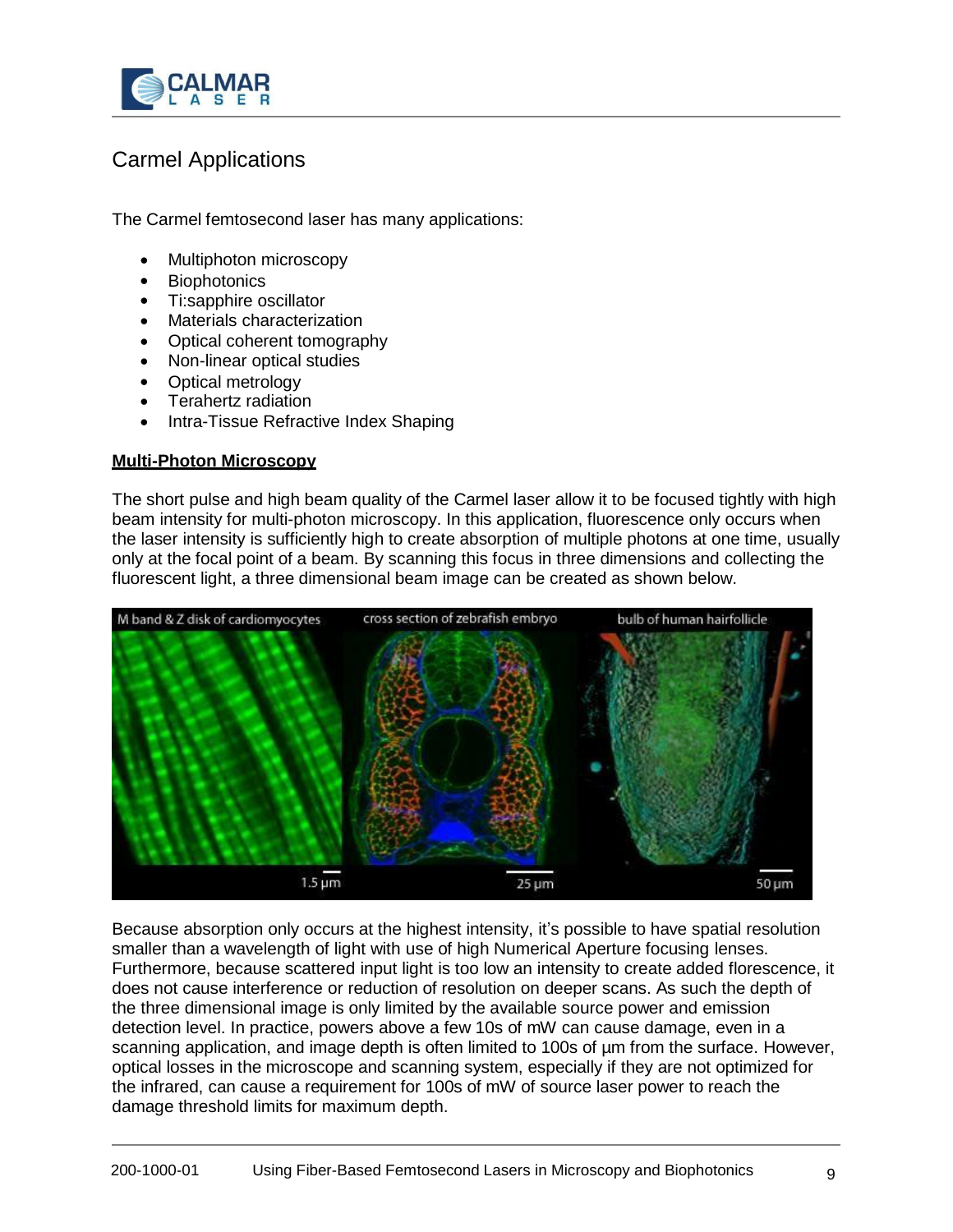## Carmel Applications

The Carmel femtosecond laser has many applications:

- Multiphoton microscopy
- Biophotonics
- Ti:sapphire oscillator
- Materials characterization
- Optical coherent tomography
- Non-linear optical studies
- Optical metrology
- Terahertz radiation
- Intra-Tissue Refractive Index Shaping

### Multi-Photon Microscopy

The short pulse and high beam quality of the Carmel laser allow it to be focused tightly with high beam intensity for multi-photon microscopy. In this application, fluorescence only occurs when the laser intensity is sufficiently high to create absorption of multiple photons at one time, usually only at the focal point of a beam. By scanning this focus in three dimensions and collecting the fluorescent light, a three dimensional beam image can be created as shown below.

M band & Z disk of cardiomyocytes

cross section of zebrafish embryo

bulb of human hairfollicle

1.5 µm

25 µm

50 µm

Because absorption only occurs at the highest intensity, it's possible to have spatial resolution smaller than a wavelength of light with use of high Numerical Aperture focusing lenses. Furthermore, because scattered input light is too low an intensity to create added florescence, it does not cause interference or reduction of resolution on deeper scans. As such the depth of the three dimensional image is only limited by the available source power and emission detection level. In practice, powers above a few 10s of mW can cause damage, even in a scanning application, and image depth is often limited to 100s of µm from the surface. However, optical losses in the microscope and scanning system, especially if they are not optimized for the infrared, can cause a requirement for 100s of mW of source laser power to reach the damage threshold limits for maximum depth.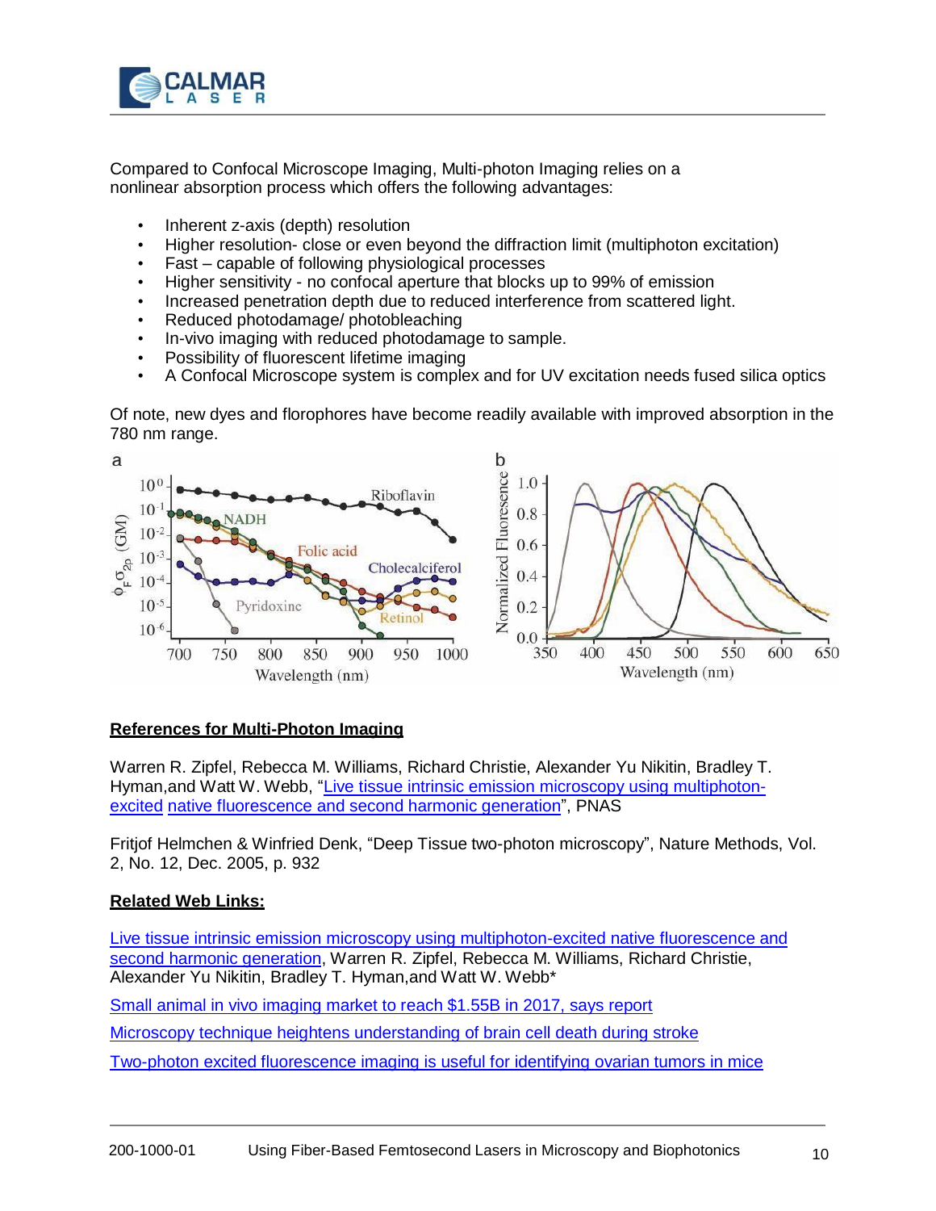Compared to Confocal Microscope Imaging, Multi-photon Imaging relies on a nonlinear absorption process which offers the following advantages:

- Inherent z-axis (depth) resolution
- Higher resolution- close or even beyond the diffraction limit (multiphoton excitation)
- Fast – capable of following physiological processes
- Higher sensitivity - no confocal aperture that blocks up to 99% of emission
- Increased penetration depth due to reduced interference from scattered light.
- Reduced photodamage/ photobleaching
- In-vivo imaging with reduced photodamage to sample.
- Possibility of fluorescent lifetime imaging
- A Confocal Microscope system is complex and for UV excitation needs fused silica optics

Of note, new dyes and florophores have become readily available with improved absorption in the 780 nm range.

a

$10^0$
$10^{-1}$
$10^{-2}$
$10^{-3}$
$10^{-4}$
$10^{-5}$
$10^{-6}$

$\phi_F \sigma_{2p}$ (GM)

Riboflavin
NADH
Folic acid
Cholecalciferol
Pyridoxine
Retinol

700 750 800 850 900 950 1000

Wavelength (nm)

b

1.0
0.8
0.6
0.4
0.2
0.0

Normalized Fluoresence

350 400 450 500 550 600 650

Wavelength (nm)

## References for Multi-Photon Imaging

Warren R. Zipfel, Rebecca M. Williams, Richard Christie, Alexander Yu Nikitin, Bradley T. Hyman,and Watt W. Webb, "Live tissue intrinsic emission microscopy using multiphoton-excited native fluorescence and second harmonic generation", PNAS

Fritjof Helmchen & Winfried Denk, "Deep Tissue two-photon microscopy", Nature Methods, Vol. 2, No. 12, Dec. 2005, p. 932

## Related Web Links:

Live tissue intrinsic emission microscopy using multiphoton-excited native fluorescence and second harmonic generation, Warren R. Zipfel, Rebecca M. Williams, Richard Christie, Alexander Yu Nikitin, Bradley T. Hyman,and Watt W. Webb*

Small animal in vivo imaging market to reach $1.55B in 2017, says report

Microscopy technique heightens understanding of brain cell death during stroke

Two-photon excited fluorescence imaging is useful for identifying ovarian tumors in mice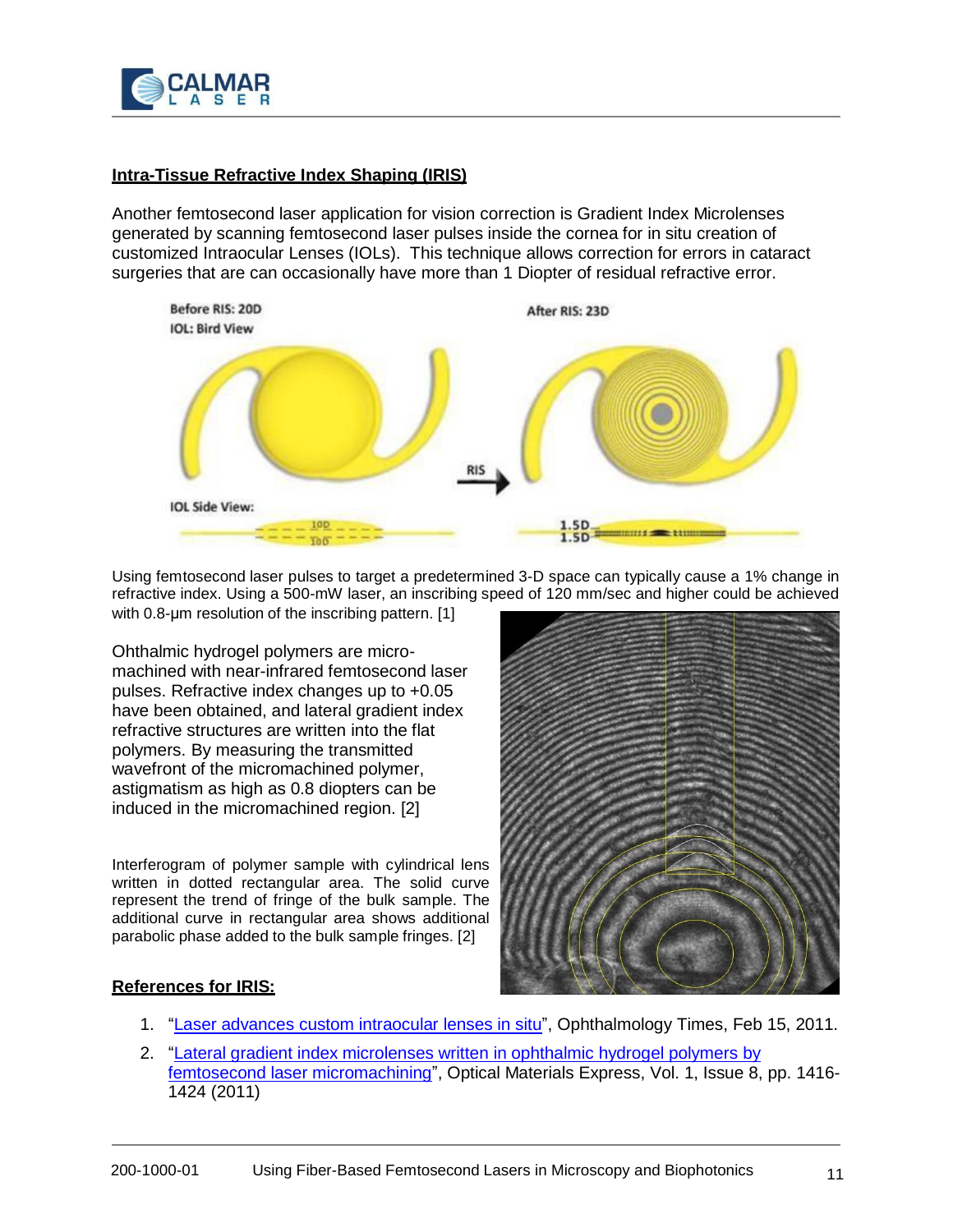## Intra-Tissue Refractive Index Shaping (IRIS)

Another femtosecond laser application for vision correction is Gradient Index Microlenses generated by scanning femtosecond laser pulses inside the cornea for in situ creation of customized Intraocular Lenses (IOLs). This technique allows correction for errors in cataract surgeries that are can occasionally have more than 1 Diopter of residual refractive error.

Before RIS: 20D
IOL: Bird View
After RIS: 23D
RIS
IOL Side View:
10D
10D
1.5D
1.5D

Using femtosecond laser pulses to target a predetermined 3-D space can typically cause a 1% change in refractive index. Using a 500-mW laser, an inscribing speed of 120 mm/sec and higher could be achieved with 0.8-μm resolution of the inscribing pattern. [1]

Ohthalmic hydrogel polymers are micro-machined with near-infrared femtosecond laser pulses. Refractive index changes up to +0.05 have been obtained, and lateral gradient index refractive structures are written into the flat polymers. By measuring the transmitted wavefront of the micromachined polymer, astigmatism as high as 0.8 diopters can be induced in the micromachined region. [2]

Interferogram of polymer sample with cylindrical lens written in dotted rectangular area. The solid curve represent the trend of fringe of the bulk sample. The additional curve in rectangular area shows additional parabolic phase added to the bulk sample fringes. [2]

### References for IRIS:

1. "Laser advances custom intraocular lenses in situ", Ophthalmology Times, Feb 15, 2011.
2. "Lateral gradient index microlenses written in ophthalmic hydrogel polymers by femtosecond laser micromachining", Optical Materials Express, Vol. 1, Issue 8, pp. 1416-1424 (2011)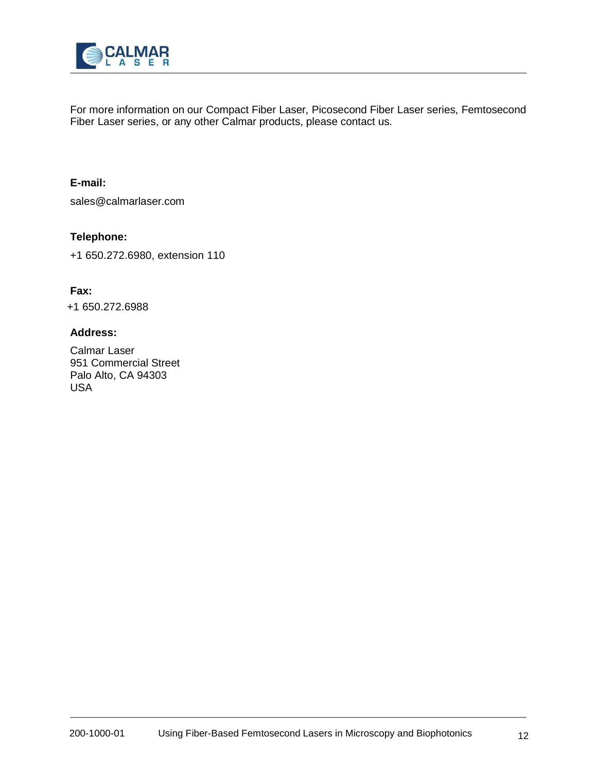For more information on our Compact Fiber Laser, Picosecond Fiber Laser series, Femtosecond Fiber Laser series, or any other Calmar products, please contact us.

**E-mail:**

sales@calmarlaser.com

**Telephone:**

+1 650.272.6980, extension 110

**Fax:**

+1 650.272.6988

**Address:**

Calmar Laser
951 Commercial Street
Palo Alto, CA 94303
USA